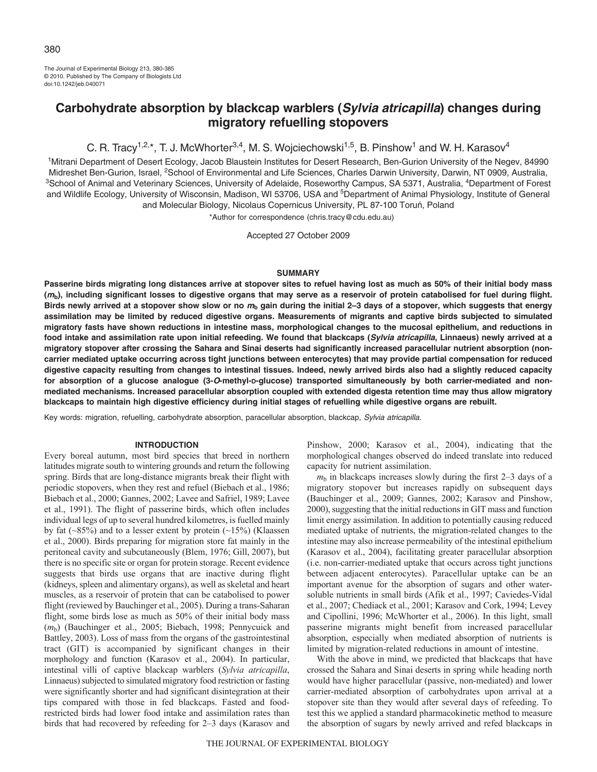# Carbohydrate absorption by blackcap warblers (*Sylvia atricapilla*) changes during migratory refuelling stopovers

C. R. Tracy[1,2,*], T. J. McWhorter[3,4], M. S. Wojciechowski[1,5], B. Pinshow[1] and W. H. Karasov[4]

[1]Mitrani Department of Desert Ecology, Jacob Blaustein Institutes for Desert Research, Ben-Gurion University of the Negev, 84990 Midreshet Ben-Gurion, Israel, [2]School of Environmental and Life Sciences, Charles Darwin University, Darwin, NT 0909, Australia, [3]School of Animal and Veterinary Sciences, University of Adelaide, Roseworthy Campus, SA 5371, Australia, [4]Department of Forest and Wildlife Ecology, University of Wisconsin, Madison, WI 53706, USA and [5]Department of Animal Physiology, Institute of General and Molecular Biology, Nicolaus Copernicus University, PL 87-100 Toruń, Poland

*Author for correspondence (chris.tracy@cdu.edu.au)

Accepted 27 October 2009

## SUMMARY

**Passerine birds migrating long distances arrive at stopover sites to refuel having lost as much as 50% of their initial body mass ($m_b$), including significant losses to digestive organs that may serve as a reservoir of protein catabolised for fuel during flight. Birds newly arrived at a stopover show slow or no $m_b$ gain during the initial 2–3 days of a stopover, which suggests that energy assimilation may be limited by reduced digestive organs. Measurements of migrants and captive birds subjected to simulated migratory fasts have shown reductions in intestine mass, morphological changes to the mucosal epithelium, and reductions in food intake and assimilation rate upon initial refeeding. We found that blackcaps (*Sylvia atricapilla*, Linnaeus) newly arrived at a migratory stopover after crossing the Sahara and Sinai deserts had significantly increased paracellular nutrient absorption (non-carrier mediated uptake occurring across tight junctions between enterocytes) that may provide partial compensation for reduced digestive capacity resulting from changes to intestinal tissues. Indeed, newly arrived birds also had a slightly reduced capacity for absorption of a glucose analogue (3-*O*-methyl-D-glucose) transported simultaneously by both carrier-mediated and non-mediated mechanisms. Increased paracellular absorption coupled with extended digesta retention time may thus allow migratory blackcaps to maintain high digestive efficiency during initial stages of refuelling while digestive organs are rebuilt.**

Key words: migration, refuelling, carbohydrate absorption, paracellular absorption, blackcap, *Sylvia atricapilla*.

## INTRODUCTION

Every boreal autumn, most bird species that breed in northern latitudes migrate south to wintering grounds and return the following spring. Birds that are long-distance migrants break their flight with periodic stopovers, when they rest and refuel (Biebach et al., 1986; Biebach et al., 2000; Gannes, 2002; Lavee and Safriel, 1989; Lavee et al., 1991). The flight of passerine birds, which often includes individual legs of up to several hundred kilometres, is fuelled mainly by fat (~85%) and to a lesser extent by protein (~15%) (Klaassen et al., 2000). Birds preparing for migration store fat mainly in the peritoneal cavity and subcutaneously (Blem, 1976; Gill, 2007), but there is no specific site or organ for protein storage. Recent evidence suggests that birds use organs that are inactive during flight (kidneys, spleen and alimentary organs), as well as skeletal and heart muscles, as a reservoir of protein that can be catabolised to power flight (reviewed by Bauchinger et al., 2005). During a trans-Saharan flight, some birds lose as much as 50% of their initial body mass ($m_b$) (Bauchinger et al., 2005; Biebach, 1998; Pennycuick and Battley, 2003). Loss of mass from the organs of the gastrointestinal tract (GIT) is accompanied by significant changes in their morphology and function (Karasov et al., 2004). In particular, intestinal villi of captive blackcap warblers (*Sylvia atricapilla*, Linnaeus) subjected to simulated migratory food restriction or fasting were significantly shorter and had significant disintegration at their tips compared with those in fed blackcaps. Fasted and food-restricted birds had lower food intake and assimilation rates than birds that had recovered by refeeding for 2–3 days (Karasov and Pinshow, 2000; Karasov et al., 2004), indicating that the morphological changes observed do indeed translate into reduced capacity for nutrient assimilation.

$m_b$ in blackcaps increases slowly during the first 2–3 days of a migratory stopover but increases rapidly on subsequent days (Bauchinger et al., 2009; Gannes, 2002; Karasov and Pinshow, 2000), suggesting that the initial reductions in GIT mass and function limit energy assimilation. In addition to potentially causing reduced mediated uptake of nutrients, the migration-related changes to the intestine may also increase permeability of the intestinal epithelium (Karasov et al., 2004), facilitating greater paracellular absorption (i.e. non-carrier-mediated uptake that occurs across tight junctions between adjacent enterocytes). Paracellular uptake can be an important avenue for the absorption of sugars and other water-soluble nutrients in small birds (Afik et al., 1997; Caviedes-Vidal et al., 2007; Chediack et al., 2001; Karasov and Cork, 1994; Levey and Cipollini, 1996; McWhorter et al., 2006). In this light, small passerine migrants might benefit from increased paracellular absorption, especially when mediated absorption of nutrients is limited by migration-related reductions in amount of intestine.

With the above in mind, we predicted that blackcaps that have crossed the Sahara and Sinai deserts in spring while heading north would have higher paracellular (passive, non-mediated) and lower carrier-mediated absorption of carbohydrates upon arrival at a stopover site than they would after several days of refeeding. To test this we applied a standard pharmacokinetic method to measure the absorption of sugars by newly arrived and refed blackcaps in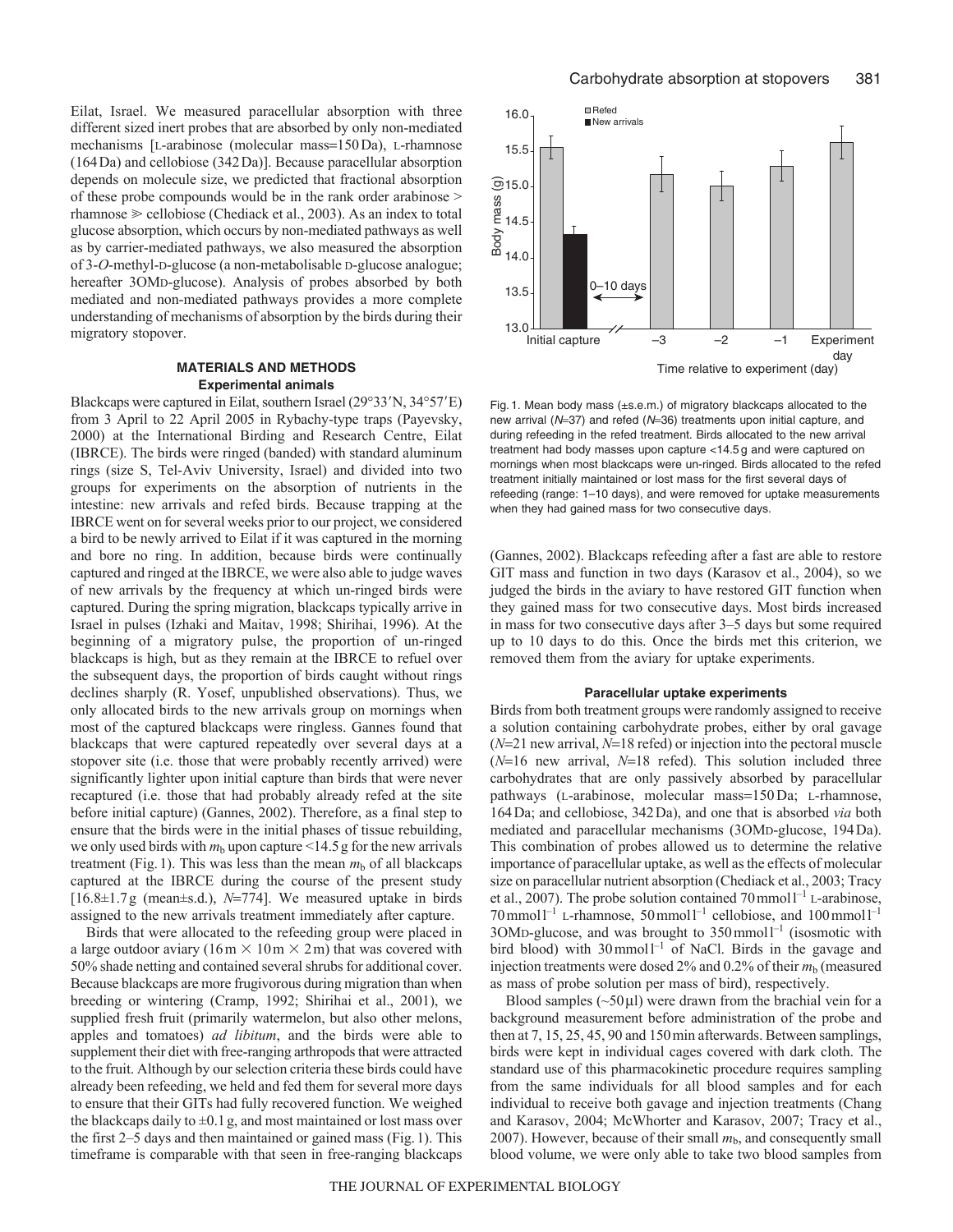Eilat, Israel. We measured paracellular absorption with three different sized inert probes that are absorbed by only non-mediated mechanisms [L-arabinose (molecular mass=150 Da), L-rhamnose (164 Da) and cellobiose (342 Da)]. Because paracellular absorption depends on molecule size, we predicted that fractional absorption of these probe compounds would be in the rank order arabinose > rhamnose ≫ cellobiose (Chediack et al., 2003). As an index to total glucose absorption, which occurs by non-mediated pathways as well as by carrier-mediated pathways, we also measured the absorption of 3-*O*-methyl-D-glucose (a non-metabolisable D-glucose analogue; hereafter 3OMD-glucose). Analysis of probes absorbed by both mediated and non-mediated pathways provides a more complete understanding of mechanisms of absorption by the birds during their migratory stopover.

## MATERIALS AND METHODS

### Experimental animals

Blackcaps were captured in Eilat, southern Israel (29°33′N, 34°57′E) from 3 April to 22 April 2005 in Rybachy-type traps (Payevsky, 2000) at the International Birding and Research Centre, Eilat (IBRCE). The birds were ringed (banded) with standard aluminum rings (size S, Tel-Aviv University, Israel) and divided into two groups for experiments on the absorption of nutrients in the intestine: new arrivals and refed birds. Because trapping at the IBRCE went on for several weeks prior to our project, we considered a bird to be newly arrived to Eilat if it was captured in the morning and bore no ring. In addition, because birds were continually captured and ringed at the IBRCE, we were also able to judge waves of new arrivals by the frequency at which un-ringed birds were captured. During the spring migration, blackcaps typically arrive in Israel in pulses (Izhaki and Maitav, 1998; Shirihai, 1996). At the beginning of a migratory pulse, the proportion of un-ringed blackcaps is high, but as they remain at the IBRCE to refuel over the subsequent days, the proportion of birds caught without rings declines sharply (R. Yosef, unpublished observations). Thus, we only allocated birds to the new arrivals group on mornings when most of the captured blackcaps were ringless. Gannes found that blackcaps that were captured repeatedly over several days at a stopover site (i.e. those that were probably recently arrived) were significantly lighter upon initial capture than birds that were never recaptured (i.e. those that had probably already refed at the site before initial capture) (Gannes, 2002). Therefore, as a final step to ensure that the birds were in the initial phases of tissue rebuilding, we only used birds with $m_b$ upon capture <14.5 g for the new arrivals treatment (Fig. 1). This was less than the mean $m_b$ of all blackcaps captured at the IBRCE during the course of the present study [16.8±1.7 g (mean±s.d.), $N$=774]. We measured uptake in birds assigned to the new arrivals treatment immediately after capture.

Birds that were allocated to the refeeding group were placed in a large outdoor aviary (16 m × 10 m × 2 m) that was covered with 50% shade netting and contained several shrubs for additional cover. Because blackcaps are more frugivorous during migration than when breeding or wintering (Cramp, 1992; Shirihai et al., 2001), we supplied fresh fruit (primarily watermelon, but also other melons, apples and tomatoes) *ad libitum*, and the birds were able to supplement their diet with free-ranging arthropods that were attracted to the fruit. Although by our selection criteria these birds could have already been refeeding, we held and fed them for several more days to ensure that their GITs had fully recovered function. We weighed the blackcaps daily to ±0.1 g, and most maintained or lost mass over the first 2–5 days and then maintained or gained mass (Fig. 1). This timeframe is comparable with that seen in free-ranging blackcaps (Gannes, 2002). Blackcaps refeeding after a fast are able to restore GIT mass and function in two days (Karasov et al., 2004), so we judged the birds in the aviary to have restored GIT function when they gained mass for two consecutive days. Most birds increased in mass for two consecutive days after 3–5 days but some required up to 10 days to do this. Once the birds met this criterion, we removed them from the aviary for uptake experiments.

Fig. 1. Mean body mass (±s.e.m.) of migratory blackcaps allocated to the new arrival ($N$=37) and refed ($N$=36) treatments upon initial capture, and during refeeding in the refed treatment. Birds allocated to the new arrival treatment had body masses upon capture <14.5 g and were captured on mornings when most blackcaps were un-ringed. Birds allocated to the refed treatment initially maintained or lost mass for the first several days of refeeding (range: 1–10 days), and were removed for uptake measurements when they had gained mass for two consecutive days.

### Paracellular uptake experiments

Birds from both treatment groups were randomly assigned to receive a solution containing carbohydrate probes, either by oral gavage ($N$=21 new arrival, $N$=18 refed) or injection into the pectoral muscle ($N$=16 new arrival, $N$=18 refed). This solution included three carbohydrates that are only passively absorbed by paracellular pathways (L-arabinose, molecular mass=150 Da; L-rhamnose, 164 Da; and cellobiose, 342 Da), and one that is absorbed *via* both mediated and paracellular mechanisms (3OMD-glucose, 194 Da). This combination of probes allowed us to determine the relative importance of paracellular uptake, as well as the effects of molecular size on paracellular nutrient absorption (Chediack et al., 2003; Tracy et al., 2007). The probe solution contained 70 mmol $l^{-1}$ L-arabinose, 70 mmol $l^{-1}$ L-rhamnose, 50 mmol $l^{-1}$ cellobiose, and 100 mmol $l^{-1}$ 3OMD-glucose, and was brought to 350 mmol $l^{-1}$ (isosmotic with bird blood) with 30 mmol $l^{-1}$ of NaCl. Birds in the gavage and injection treatments were dosed 2% and 0.2% of their $m_b$ (measured as mass of probe solution per mass of bird), respectively.

Blood samples (~50 μl) were drawn from the brachial vein for a background measurement before administration of the probe and then at 7, 15, 25, 45, 90 and 150 min afterwards. Between samplings, birds were kept in individual cages covered with dark cloth. The standard use of this pharmacokinetic procedure requires sampling from the same individuals for all blood samples and for each individual to receive both gavage and injection treatments (Chang and Karasov, 2004; McWhorter and Karasov, 2007; Tracy et al., 2007). However, because of their small $m_b$, and consequently small blood volume, we were only able to take two blood samples from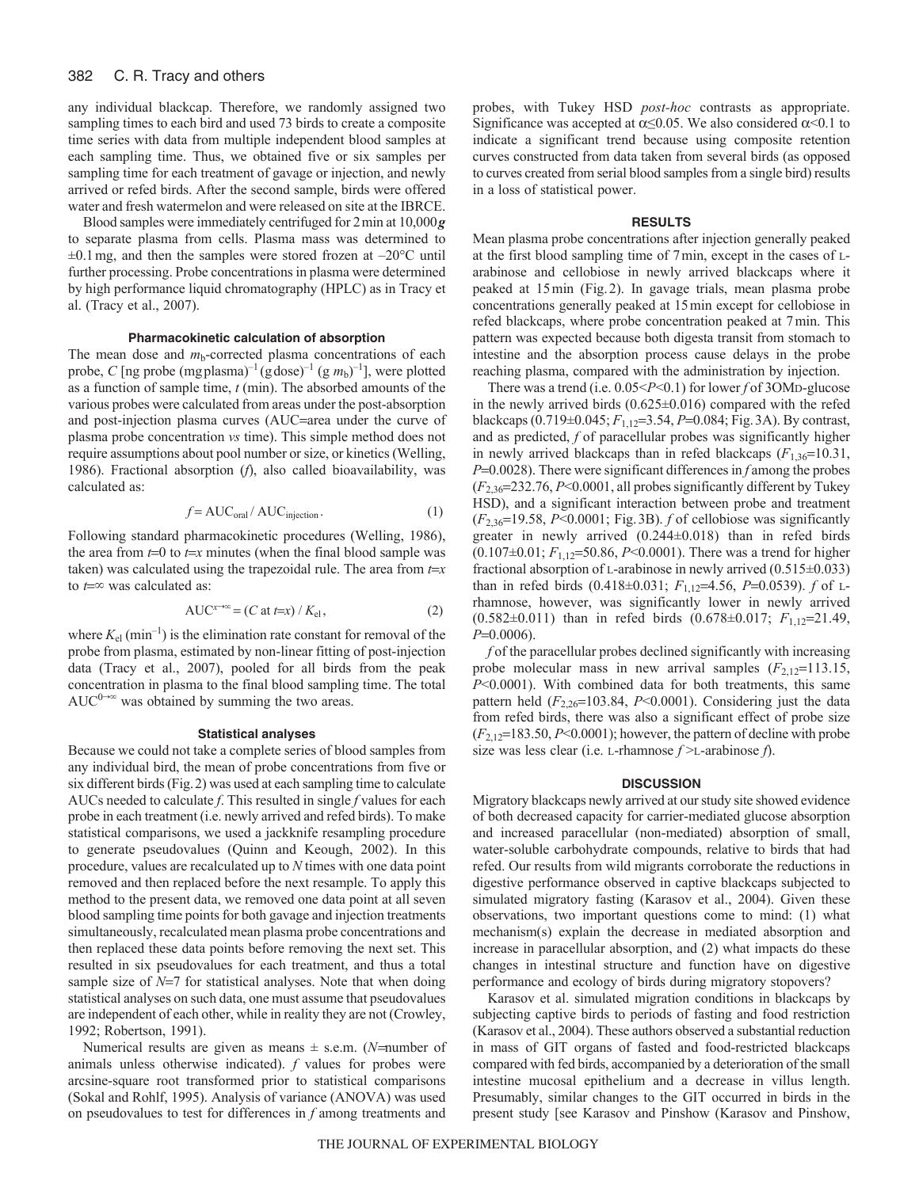any individual blackcap. Therefore, we randomly assigned two sampling times to each bird and used 73 birds to create a composite time series with data from multiple independent blood samples at each sampling time. Thus, we obtained five or six samples per sampling time for each treatment of gavage or injection, and newly arrived or refed birds. After the second sample, birds were offered water and fresh watermelon and were released on site at the IBRCE.

Blood samples were immediately centrifuged for 2 min at 10,000 ***g*** to separate plasma from cells. Plasma mass was determined to ±0.1 mg, and then the samples were stored frozen at –20°C until further processing. Probe concentrations in plasma were determined by high performance liquid chromatography (HPLC) as in Tracy et al. (Tracy et al., 2007).

### Pharmacokinetic calculation of absorption

The mean dose and $m_b$-corrected plasma concentrations of each probe, $C$ [ng probe (mg plasma)$^{-1}$ (g dose)$^{-1}$ (g $m_b$)$^{-1}$], were plotted as a function of sample time, $t$ (min). The absorbed amounts of the various probes were calculated from areas under the post-absorption and post-injection plasma curves (AUC=area under the curve of plasma probe concentration *vs* time). This simple method does not require assumptions about pool number or size, or kinetics (Welling, 1986). Fractional absorption ($f$), also called bioavailability, was calculated as:

$$f = \mathrm{AUC}_{\mathrm{oral}} / \mathrm{AUC}_{\mathrm{injection}}\,. \quad (1)$$

Following standard pharmacokinetic procedures (Welling, 1986), the area from $t$=0 to $t$=$x$ minutes (when the final blood sample was taken) was calculated using the trapezoidal rule. The area from $t$=$x$ to $t$=∞ was calculated as:

$$\mathrm{AUC}^{x\rightarrow\infty} = (C \text{ at } t{=}x) / K_{\mathrm{el}}\,, \quad (2)$$

where $K_{el}$ (min$^{-1}$) is the elimination rate constant for removal of the probe from plasma, estimated by non-linear fitting of post-injection data (Tracy et al., 2007), pooled for all birds from the peak concentration in plasma to the final blood sampling time. The total $\mathrm{AUC}^{0\rightarrow\infty}$ was obtained by summing the two areas.

### Statistical analyses

Because we could not take a complete series of blood samples from any individual bird, the mean of probe concentrations from five or six different birds (Fig. 2) was used at each sampling time to calculate AUCs needed to calculate $f$. This resulted in single $f$ values for each probe in each treatment (i.e. newly arrived and refed birds). To make statistical comparisons, we used a jackknife resampling procedure to generate pseudovalues (Quinn and Keough, 2002). In this procedure, values are recalculated up to $N$ times with one data point removed and then replaced before the next resample. To apply this method to the present data, we removed one data point at all seven blood sampling time points for both gavage and injection treatments simultaneously, recalculated mean plasma probe concentrations and then replaced these data points before removing the next set. This resulted in six pseudovalues for each treatment, and thus a total sample size of $N$=7 for statistical analyses. Note that when doing statistical analyses on such data, one must assume that pseudovalues are independent of each other, while in reality they are not (Crowley, 1992; Robertson, 1991).

Numerical results are given as means ± s.e.m. ($N$=number of animals unless otherwise indicated). $f$ values for probes were arcsine-square root transformed prior to statistical comparisons (Sokal and Rohlf, 1995). Analysis of variance (ANOVA) was used on pseudovalues to test for differences in $f$ among treatments and probes, with Tukey HSD *post-hoc* contrasts as appropriate. Significance was accepted at $\alpha \leq 0.05$. We also considered $\alpha<0.1$ to indicate a significant trend because using composite retention curves constructed from data taken from several birds (as opposed to curves created from serial blood samples from a single bird) results in a loss of statistical power.

## RESULTS

Mean plasma probe concentrations after injection generally peaked at the first blood sampling time of 7 min, except in the cases of L-arabinose and cellobiose in newly arrived blackcaps where it peaked at 15 min (Fig. 2). In gavage trials, mean plasma probe concentrations generally peaked at 15 min except for cellobiose in refed blackcaps, where probe concentration peaked at 7 min. This pattern was expected because both digesta transit from stomach to intestine and the absorption process cause delays in the probe reaching plasma, compared with the administration by injection.

There was a trend (i.e. $0.05<P<0.1$) for lower $f$ of 3OMD-glucose in the newly arrived birds (0.625±0.016) compared with the refed blackcaps (0.719±0.045; $F_{1,12}$=3.54, $P$=0.084; Fig. 3A). By contrast, and as predicted, $f$ of paracellular probes was significantly higher in newly arrived blackcaps than in refed blackcaps ($F_{1,36}$=10.31, $P$=0.0028). There were significant differences in $f$ among the probes ($F_{2,36}$=232.76, $P$<0.0001, all probes significantly different by Tukey HSD), and a significant interaction between probe and treatment ($F_{2,36}$=19.58, $P$<0.0001; Fig. 3B). $f$ of cellobiose was significantly greater in newly arrived (0.244±0.018) than in refed birds (0.107±0.01; $F_{1,12}$=50.86, $P$<0.0001). There was a trend for higher fractional absorption of L-arabinose in newly arrived (0.515±0.033) than in refed birds (0.418±0.031; $F_{1,12}$=4.56, $P$=0.0539). $f$ of L-rhamnose, however, was significantly lower in newly arrived (0.582±0.011) than in refed birds (0.678±0.017; $F_{1,12}$=21.49, $P$=0.0006).

$f$ of the paracellular probes declined significantly with increasing probe molecular mass in new arrival samples ($F_{2,12}$=113.15, $P$<0.0001). With combined data for both treatments, this same pattern held ($F_{2,26}$=103.84, $P$<0.0001). Considering just the data from refed birds, there was also a significant effect of probe size ($F_{2,12}$=183.50, $P$<0.0001); however, the pattern of decline with probe size was less clear (i.e. L-rhamnose $f$ >L-arabinose $f$).

## DISCUSSION

Migratory blackcaps newly arrived at our study site showed evidence of both decreased capacity for carrier-mediated glucose absorption and increased paracellular (non-mediated) absorption of small, water-soluble carbohydrate compounds, relative to birds that had refed. Our results from wild migrants corroborate the reductions in digestive performance observed in captive blackcaps subjected to simulated migratory fasting (Karasov et al., 2004). Given these observations, two important questions come to mind: (1) what mechanism(s) explain the decrease in mediated absorption and increase in paracellular absorption, and (2) what impacts do these changes in intestinal structure and function have on digestive performance and ecology of birds during migratory stopovers?

Karasov et al. simulated migration conditions in blackcaps by subjecting captive birds to periods of fasting and food restriction (Karasov et al., 2004). These authors observed a substantial reduction in mass of GIT organs of fasted and food-restricted blackcaps compared with fed birds, accompanied by a deterioration of the small intestine mucosal epithelium and a decrease in villus length. Presumably, similar changes to the GIT occurred in birds in the present study [see Karasov and Pinshow (Karasov and Pinshow,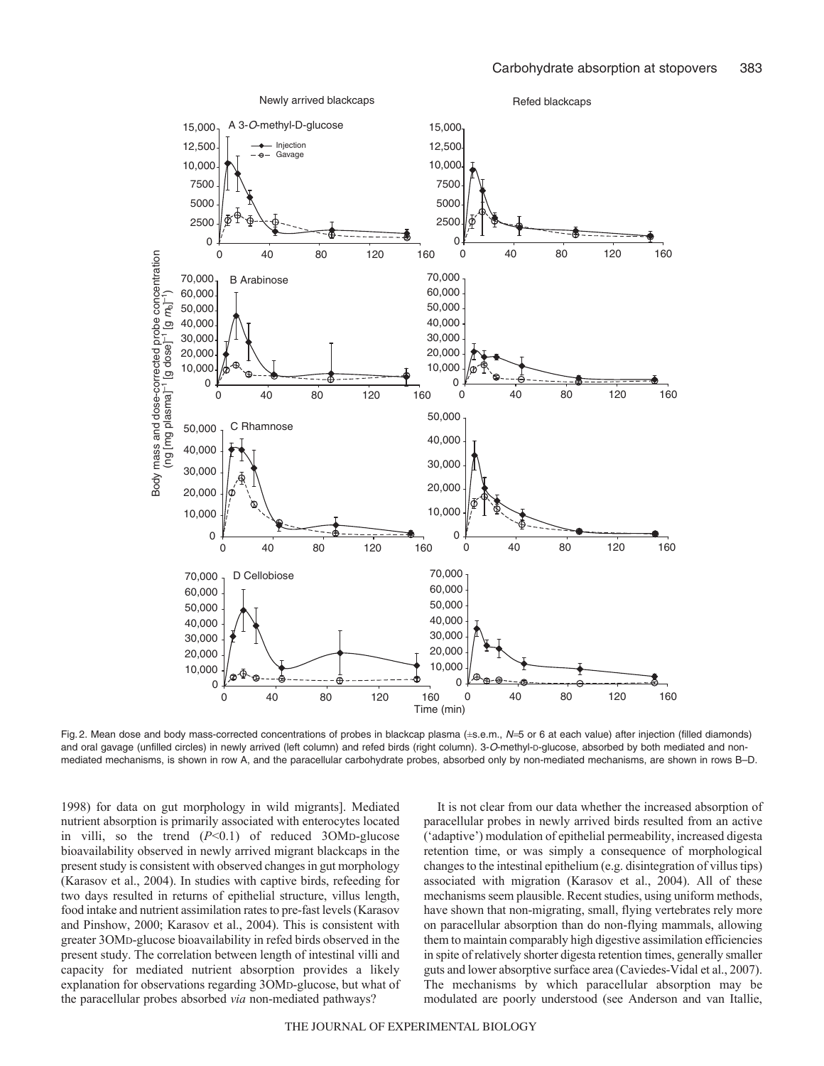Fig. 2. Mean dose and body mass-corrected concentrations of probes in blackcap plasma (±s.e.m., $N$=5 or 6 at each value) after injection (filled diamonds) and oral gavage (unfilled circles) in newly arrived (left column) and refed birds (right column). 3-*O*-methyl-D-glucose, absorbed by both mediated and non-mediated mechanisms, is shown in row A, and the paracellular carbohydrate probes, absorbed only by non-mediated mechanisms, are shown in rows B–D.

1998) for data on gut morphology in wild migrants]. Mediated nutrient absorption is primarily associated with enterocytes located in villi, so the trend ($P$<0.1) of reduced 3OMD-glucose bioavailability observed in newly arrived migrant blackcaps in the present study is consistent with observed changes in gut morphology (Karasov et al., 2004). In studies with captive birds, refeeding for two days resulted in returns of epithelial structure, villus length, food intake and nutrient assimilation rates to pre-fast levels (Karasov and Pinshow, 2000; Karasov et al., 2004). This is consistent with greater 3OMD-glucose bioavailability in refed birds observed in the present study. The correlation between length of intestinal villi and capacity for mediated nutrient absorption provides a likely explanation for observations regarding 3OMD-glucose, but what of the paracellular probes absorbed *via* non-mediated pathways?

It is not clear from our data whether the increased absorption of paracellular probes in newly arrived birds resulted from an active ('adaptive') modulation of epithelial permeability, increased digesta retention time, or was simply a consequence of morphological changes to the intestinal epithelium (e.g. disintegration of villus tips) associated with migration (Karasov et al., 2004). All of these mechanisms seem plausible. Recent studies, using uniform methods, have shown that non-migrating, small, flying vertebrates rely more on paracellular absorption than do non-flying mammals, allowing them to maintain comparably high digestive assimilation efficiencies in spite of relatively shorter digesta retention times, generally smaller guts and lower absorptive surface area (Caviedes-Vidal et al., 2007). The mechanisms by which paracellular absorption may be modulated are poorly understood (see Anderson and van Itallie,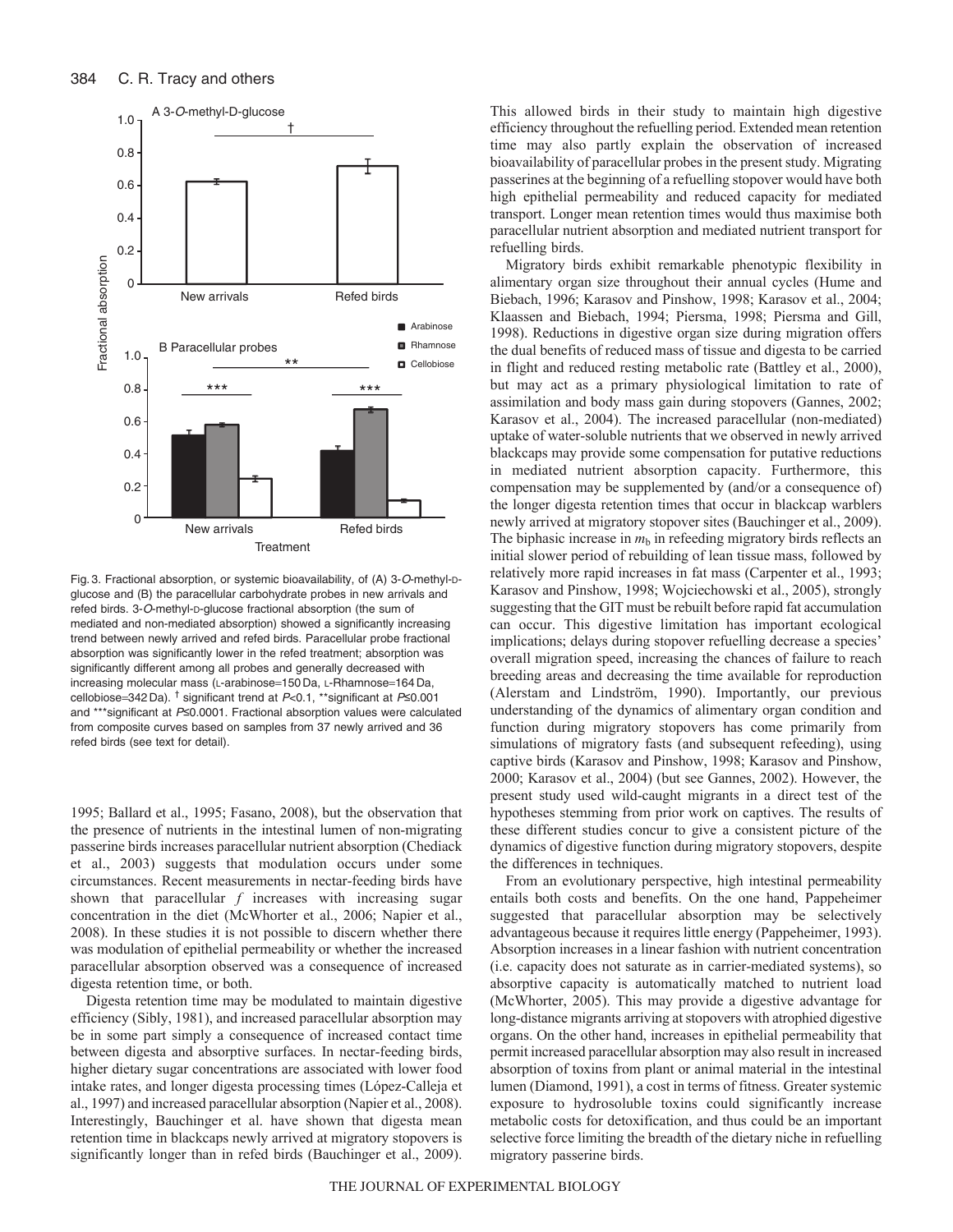Fig. 3. Fractional absorption, or systemic bioavailability, of (A) 3-*O*-methyl-D-glucose and (B) the paracellular carbohydrate probes in new arrivals and refed birds. 3-*O*-methyl-D-glucose fractional absorption (the sum of mediated and non-mediated absorption) showed a significantly increasing trend between newly arrived and refed birds. Paracellular probe fractional absorption was significantly lower in the refed treatment; absorption was significantly different among all probes and generally decreased with increasing molecular mass (L-arabinose=150 Da, L-Rhamnose=164 Da, cellobiose=342 Da). † significant trend at $P<0.1$, **significant at $P\leq0.001$ and ***significant at $P\leq0.0001$. Fractional absorption values were calculated from composite curves based on samples from 37 newly arrived and 36 refed birds (see text for detail).

1995; Ballard et al., 1995; Fasano, 2008), but the observation that the presence of nutrients in the intestinal lumen of non-migrating passerine birds increases paracellular nutrient absorption (Chediack et al., 2003) suggests that modulation occurs under some circumstances. Recent measurements in nectar-feeding birds have shown that paracellular $f$ increases with increasing sugar concentration in the diet (McWhorter et al., 2006; Napier et al., 2008). In these studies it is not possible to discern whether there was modulation of epithelial permeability or whether the increased paracellular absorption observed was a consequence of increased digesta retention time, or both.

Digesta retention time may be modulated to maintain digestive efficiency (Sibly, 1981), and increased paracellular absorption may be in some part simply a consequence of increased contact time between digesta and absorptive surfaces. In nectar-feeding birds, higher dietary sugar concentrations are associated with lower food intake rates, and longer digesta processing times (López-Calleja et al., 1997) and increased paracellular absorption (Napier et al., 2008). Interestingly, Bauchinger et al. have shown that digesta mean retention time in blackcaps newly arrived at migratory stopovers is significantly longer than in refed birds (Bauchinger et al., 2009). This allowed birds in their study to maintain high digestive efficiency throughout the refuelling period. Extended mean retention time may also partly explain the observation of increased bioavailability of paracellular probes in the present study. Migrating passerines at the beginning of a refuelling stopover would have both high epithelial permeability and reduced capacity for mediated transport. Longer mean retention times would thus maximise both paracellular nutrient absorption and mediated nutrient transport for refuelling birds.

Migratory birds exhibit remarkable phenotypic flexibility in alimentary organ size throughout their annual cycles (Hume and Biebach, 1996; Karasov and Pinshow, 1998; Karasov et al., 2004; Klaassen and Biebach, 1994; Piersma, 1998; Piersma and Gill, 1998). Reductions in digestive organ size during migration offers the dual benefits of reduced mass of tissue and digesta to be carried in flight and reduced resting metabolic rate (Battley et al., 2000), but may act as a primary physiological limitation to rate of assimilation and body mass gain during stopovers (Gannes, 2002; Karasov et al., 2004). The increased paracellular (non-mediated) uptake of water-soluble nutrients that we observed in newly arrived blackcaps may provide some compensation for putative reductions in mediated nutrient absorption capacity. Furthermore, this compensation may be supplemented by (and/or a consequence of) the longer digesta retention times that occur in blackcap warblers newly arrived at migratory stopover sites (Bauchinger et al., 2009). The biphasic increase in $m_b$ in refeeding migratory birds reflects an initial slower period of rebuilding of lean tissue mass, followed by relatively more rapid increases in fat mass (Carpenter et al., 1993; Karasov and Pinshow, 1998; Wojciechowski et al., 2005), strongly suggesting that the GIT must be rebuilt before rapid fat accumulation can occur. This digestive limitation has important ecological implications; delays during stopover refuelling decrease a species' overall migration speed, increasing the chances of failure to reach breeding areas and decreasing the time available for reproduction (Alerstam and Lindström, 1990). Importantly, our previous understanding of the dynamics of alimentary organ condition and function during migratory stopovers has come primarily from simulations of migratory fasts (and subsequent refeeding), using captive birds (Karasov and Pinshow, 1998; Karasov and Pinshow, 2000; Karasov et al., 2004) (but see Gannes, 2002). However, the present study used wild-caught migrants in a direct test of the hypotheses stemming from prior work on captives. The results of these different studies concur to give a consistent picture of the dynamics of digestive function during migratory stopovers, despite the differences in techniques.

From an evolutionary perspective, high intestinal permeability entails both costs and benefits. On the one hand, Pappeheimer suggested that paracellular absorption may be selectively advantageous because it requires little energy (Pappeheimer, 1993). Absorption increases in a linear fashion with nutrient concentration (i.e. capacity does not saturate as in carrier-mediated systems), so absorptive capacity is automatically matched to nutrient load (McWhorter, 2005). This may provide a digestive advantage for long-distance migrants arriving at stopovers with atrophied digestive organs. On the other hand, increases in epithelial permeability that permit increased paracellular absorption may also result in increased absorption of toxins from plant or animal material in the intestinal lumen (Diamond, 1991), a cost in terms of fitness. Greater systemic exposure to hydrosoluble toxins could significantly increase metabolic costs for detoxification, and thus could be an important selective force limiting the breadth of the dietary niche in refuelling migratory passerine birds.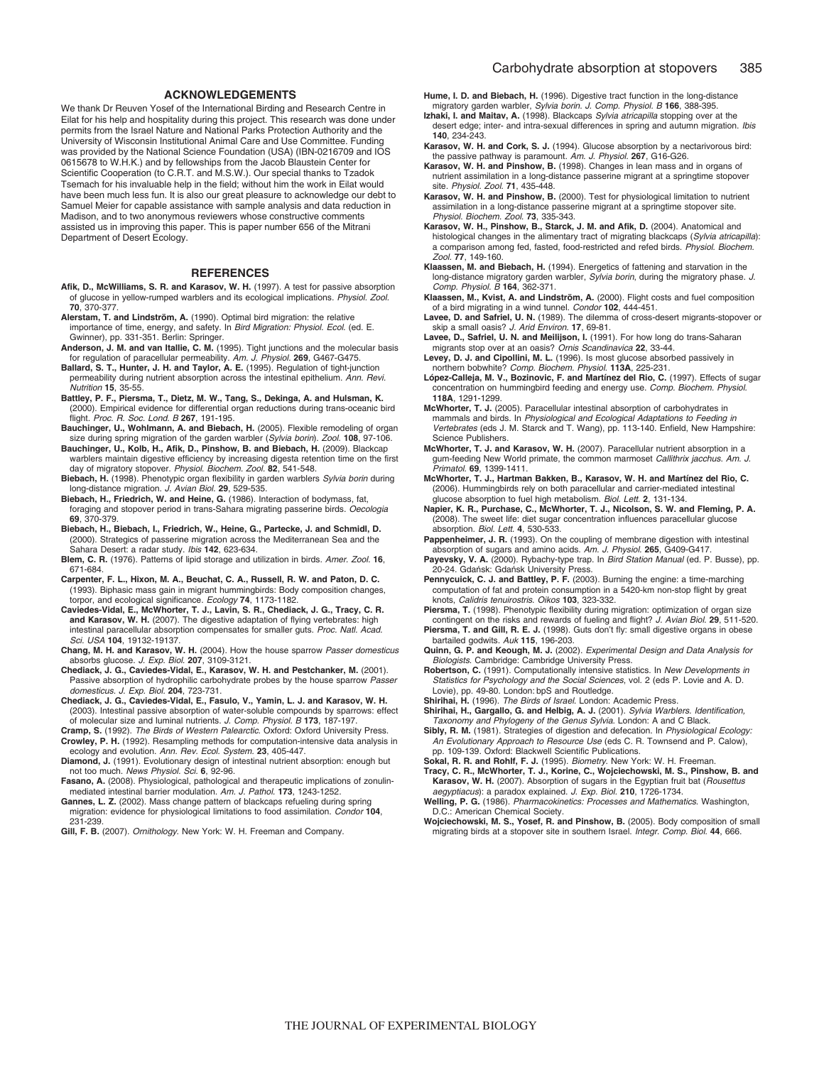## ACKNOWLEDGEMENTS

We thank Dr Reuven Yosef of the International Birding and Research Centre in Eilat for his help and hospitality during this project. This research was done under permits from the Israel Nature and National Parks Protection Authority and the University of Wisconsin Institutional Animal Care and Use Committee. Funding was provided by the National Science Foundation (USA) (IBN-0216709 and IOS 0615678 to W.H.K.) and by fellowships from the Jacob Blaustein Center for Scientific Cooperation (to C.R.T. and M.S.W.). Our special thanks to Tzadok Tsemach for his invaluable help in the field; without him the work in Eilat would have been much less fun. It is also our great pleasure to acknowledge our debt to Samuel Meier for capable assistance with sample analysis and data reduction in Madison, and to two anonymous reviewers whose constructive comments assisted us in improving this paper. This is paper number 656 of the Mitrani Department of Desert Ecology.

## REFERENCES

**Afik, D., McWilliams, S. R. and Karasov, W. H.** (1997). A test for passive absorption of glucose in yellow-rumped warblers and its ecological implications. *Physiol. Zool.* **70**, 370-377.

**Alerstam, T. and Lindström, A.** (1990). Optimal bird migration: the relative importance of time, energy, and safety. In *Bird Migration: Physiol. Ecol.* (ed. E. Gwinner), pp. 331-351. Berlin: Springer.

**Anderson, J. M. and van Itallie, C. M.** (1995). Tight junctions and the molecular basis for regulation of paracellular permeability. *Am. J. Physiol.* **269**, G467-G475.

**Ballard, S. T., Hunter, J. H. and Taylor, A. E.** (1995). Regulation of tight-junction permeability during nutrient absorption across the intestinal epithelium. *Ann. Revi. Nutrition* **15**, 35-55.

**Battley, P. F., Piersma, T., Dietz, M. W., Tang, S., Dekinga, A. and Hulsman, K.** (2000). Empirical evidence for differential organ reductions during trans-oceanic bird flight. *Proc. R. Soc. Lond. B* **267**, 191-195.

**Bauchinger, U., Wohlmann, A. and Biebach, H.** (2005). Flexible remodeling of organ size during spring migration of the garden warbler (*Sylvia borin*). *Zool.* **108**, 97-106.

**Bauchinger, U., Kolb, H., Afik, D., Pinshow, B. and Biebach, H.** (2009). Blackcap warblers maintain digestive efficiency by increasing digesta retention time on the first day of migratory stopover. *Physiol. Biochem. Zool.* **82**, 541-548.

**Biebach, H.** (1998). Phenotypic organ flexibility in garden warblers *Sylvia borin* during long-distance migration. *J. Avian Biol.* **29**, 529-535.

**Biebach, H., Friedrich, W. and Heine, G.** (1986). Interaction of bodymass, fat, foraging and stopover period in trans-Sahara migrating passerine birds. *Oecologia* **69**, 370-379.

**Biebach, H., Biebach, I., Friedrich, W., Heine, G., Partecke, J. and Schmidl, D.** (2000). Strategics of passerine migration across the Mediterranean Sea and the Sahara Desert: a radar study. *Ibis* **142**, 623-634.

**Blem, C. R.** (1976). Patterns of lipid storage and utilization in birds. *Amer. Zool.* **16**, 671-684.

**Carpenter, F. L., Hixon, M. A., Beuchat, C. A., Russell, R. W. and Paton, D. C.** (1993). Biphasic mass gain in migrant hummingbirds: Body composition changes, torpor, and ecological significance. *Ecology* **74**, 1173-1182.

**Caviedes-Vidal, E., McWhorter, T. J., Lavin, S. R., Chediack, J. G., Tracy, C. R. and Karasov, W. H.** (2007). The digestive adaptation of flying vertebrates: high intestinal paracellular absorption compensates for smaller guts. *Proc. Natl. Acad. Sci. USA* **104**, 19132-19137.

**Chang, M. H. and Karasov, W. H.** (2004). How the house sparrow *Passer domesticus* absorbs glucose. *J. Exp. Biol.* **207**, 3109-3121.

**Chediack, J. G., Caviedes-Vidal, E., Karasov, W. H. and Pestchanker, M.** (2001). Passive absorption of hydrophilic carbohydrate probes by the house sparrow *Passer domesticus*. *J. Exp. Biol.* **204**, 723-731.

**Chediack, J. G., Caviedes-Vidal, E., Fasulo, V., Yamin, L. J. and Karasov, W. H.** (2003). Intestinal passive absorption of water-soluble compounds by sparrows: effect of molecular size and luminal nutrients. *J. Comp. Physiol. B* **173**, 187-197.

**Cramp, S.** (1992). *The Birds of Western Palearctic.* Oxford: Oxford University Press.

**Crowley, P. H.** (1992). Resampling methods for computation-intensive data analysis in ecology and evolution. *Ann. Rev. Ecol. System.* **23**, 405-447.

**Diamond, J.** (1991). Evolutionary design of intestinal nutrient absorption: enough but not too much. *News Physiol. Sci.* **6**, 92-96.

**Fasano, A.** (2008). Physiological, pathological and therapeutic implications of zonulin-mediated intestinal barrier modulation. *Am. J. Pathol.* **173**, 1243-1252.

**Gannes, L. Z.** (2002). Mass change pattern of blackcaps refueling during spring migration: evidence for physiological limitations to food assimilation. *Condor* **104**, 231-239.

**Gill, F. B.** (2007). *Ornithology.* New York: W. H. Freeman and Company.

**Hume, I. D. and Biebach, H.** (1996). Digestive tract function in the long-distance migratory garden warbler, *Sylvia borin*. *J. Comp. Physiol. B* **166**, 388-395.

**Izhaki, I. and Maitav, A.** (1998). Blackcaps *Sylvia atricapilla* stopping over at the desert edge; inter- and intra-sexual differences in spring and autumn migration. *Ibis* **140**, 234-243.

**Karasov, W. H. and Cork, S. J.** (1994). Glucose absorption by a nectarivorous bird: the passive pathway is paramount. *Am. J. Physiol.* **267**, G16-G26.

**Karasov, W. H. and Pinshow, B.** (1998). Changes in lean mass and in organs of nutrient assimilation in a long-distance passerine migrant at a springtime stopover site. *Physiol. Zool.* **71**, 435-448.

**Karasov, W. H. and Pinshow, B.** (2000). Test for physiological limitation to nutrient assimilation in a long-distance passerine migrant at a springtime stopover site. *Physiol. Biochem. Zool.* **73**, 335-343.

**Karasov, W. H., Pinshow, B., Starck, J. M. and Afik, D.** (2004). Anatomical and histological changes in the alimentary tract of migrating blackcaps (*Sylvia atricapilla*): a comparison among fed, fasted, food-restricted and refed birds. *Physiol. Biochem. Zool.* **77**, 149-160.

**Klaassen, M. and Biebach, H.** (1994). Energetics of fattening and starvation in the long-distance migratory garden warbler, *Sylvia borin*, during the migratory phase. *J. Comp. Physiol. B* **164**, 362-371.

**Klaassen, M., Kvist, A. and Lindström, A.** (2000). Flight costs and fuel composition of a bird migrating in a wind tunnel. *Condor* **102**, 444-451.

**Lavee, D. and Safriel, U. N.** (1989). The dilemma of cross-desert migrants-stopover or skip a small oasis? *J. Arid Environ.* **17**, 69-81.

**Lavee, D., Safriel, U. N. and Meilijson, I.** (1991). For how long do trans-Saharan migrants stop over at an oasis? *Ornis Scandinavica* **22**, 33-44.

**Levey, D. J. and Cipollini, M. L.** (1996). Is most glucose absorbed passively in northern bobwhite? *Comp. Biochem. Physiol.* **113A**, 225-231.

**López-Calleja, M. V., Bozinovic, F. and Martínez del Rio, C.** (1997). Effects of sugar concentration on hummingbird feeding and energy use. *Comp. Biochem. Physiol.* **118A**, 1291-1299.

**McWhorter, T. J.** (2005). Paracellular intestinal absorption of carbohydrates in mammals and birds. In *Physiological and Ecological Adaptations to Feeding in Vertebrates* (eds J. M. Starck and T. Wang), pp. 113-140. Enfield, New Hampshire: Science Publishers.

**McWhorter, T. J. and Karasov, W. H.** (2007). Paracellular nutrient absorption in a gum-feeding New World primate, the common marmoset *Callithrix jacchus*. *Am. J. Primatol.* **69**, 1399-1411.

**McWhorter, T. J., Hartman Bakken, B., Karasov, W. H. and Martínez del Rio, C.** (2006). Hummingbirds rely on both paracellular and carrier-mediated intestinal glucose absorption to fuel high metabolism. *Biol. Lett.* **2**, 131-134.

**Napier, K. R., Purchase, C., McWhorter, T. J., Nicolson, S. W. and Fleming, P. A.** (2008). The sweet life: diet sugar concentration influences paracellular glucose absorption. *Biol. Lett.* **4**, 530-533.

**Pappenheimer, J. R.** (1993). On the coupling of membrane digestion with intestinal absorption of sugars and amino acids. *Am. J. Physiol.* **265**, G409-G417.

**Payevsky, V. A.** (2000). Rybachy-type trap. In *Bird Station Manual* (ed. P. Busse), pp. 20-24. Gdańsk: Gdańsk University Press.

**Pennycuick, C. J. and Battley, P. F.** (2003). Burning the engine: a time-marching computation of fat and protein consumption in a 5420-km non-stop flight by great knots, *Calidris tenuirostris*. *Oikos* **103**, 323-332.

**Piersma, T.** (1998). Phenotypic flexibility during migration: optimization of organ size contingent on the risks and rewards of fueling and flight? *J. Avian Biol.* **29**, 511-520.

**Piersma, T. and Gill, R. E. J.** (1998). Guts don't fly: small digestive organs in obese bartailed godwits. *Auk* **115**, 196-203.

**Quinn, G. P. and Keough, M. J.** (2002). *Experimental Design and Data Analysis for Biologists.* Cambridge: Cambridge University Press.

**Robertson, C.** (1991). Computationally intensive statistics. In *New Developments in Statistics for Psychology and the Social Sciences*, vol. 2 (eds P. Lovie and A. D. Lovie), pp. 49-80. London: bpS and Routledge.

**Shirihai, H.** (1996). *The Birds of Israel.* London: Academic Press.

**Shirihai, H., Gargallo, G. and Helbig, A. J.** (2001). *Sylvia Warblers. Identification, Taxonomy and Phylogeny of the Genus Sylvia.* London: A and C Black.

**Sibly, R. M.** (1981). Strategies of digestion and defecation. In *Physiological Ecology: An Evolutionary Approach to Resource Use* (eds C. R. Townsend and P. Calow), pp. 109-139. Oxford: Blackwell Scientific Publications.

**Sokal, R. R. and Rohlf, F. J.** (1995). *Biometry.* New York: W. H. Freeman.

**Tracy, C. R., McWhorter, T. J., Korine, C., Wojciechowski, M. S., Pinshow, B. and Karasov, W. H.** (2007). Absorption of sugars in the Egyptian fruit bat (*Rousettus aegyptiacus*): a paradox explained. *J. Exp. Biol.* **210**, 1726-1734.

**Welling, P. G.** (1986). *Pharmacokinetics: Processes and Mathematics.* Washington, D.C.: American Chemical Society.

**Wojciechowski, M. S., Yosef, R. and Pinshow, B.** (2005). Body composition of small migrating birds at a stopover site in southern Israel. *Integr. Comp. Biol.* **44**, 666.